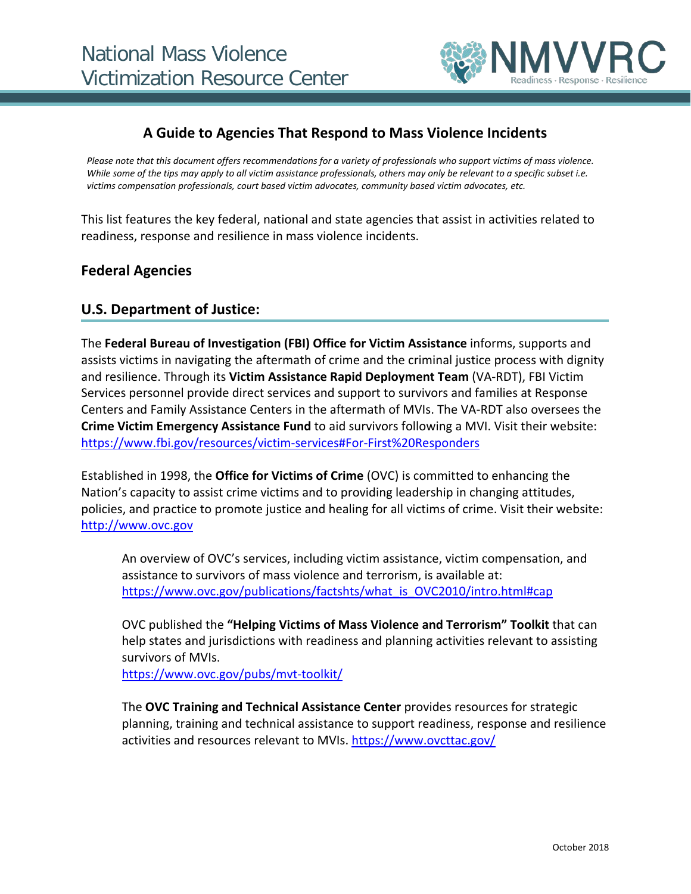National Mass Violence Victimization Resource Center

NMVVRC
Readiness · Response · Resilience

# A Guide to Agencies That Respond to Mass Violence Incidents

*Please note that this document offers recommendations for a variety of professionals who support victims of mass violence. While some of the tips may apply to all victim assistance professionals, others may only be relevant to a specific subset i.e. victims compensation professionals, court based victim advocates, community based victim advocates, etc.*

This list features the key federal, national and state agencies that assist in activities related to readiness, response and resilience in mass violence incidents.

## Federal Agencies

### U.S. Department of Justice:

The **Federal Bureau of Investigation (FBI) Office for Victim Assistance** informs, supports and assists victims in navigating the aftermath of crime and the criminal justice process with dignity and resilience. Through its **Victim Assistance Rapid Deployment Team** (VA-RDT), FBI Victim Services personnel provide direct services and support to survivors and families at Response Centers and Family Assistance Centers in the aftermath of MVIs. The VA-RDT also oversees the **Crime Victim Emergency Assistance Fund** to aid survivors following a MVI. Visit their website: https://www.fbi.gov/resources/victim-services#For-First%20Responders

Established in 1998, the **Office for Victims of Crime** (OVC) is committed to enhancing the Nation's capacity to assist crime victims and to providing leadership in changing attitudes, policies, and practice to promote justice and healing for all victims of crime. Visit their website: http://www.ovc.gov

> An overview of OVC's services, including victim assistance, victim compensation, and assistance to survivors of mass violence and terrorism, is available at: https://www.ovc.gov/publications/factshts/what_is_OVC2010/intro.html#cap
>
> OVC published the **"Helping Victims of Mass Violence and Terrorism" Toolkit** that can help states and jurisdictions with readiness and planning activities relevant to assisting survivors of MVIs.
> https://www.ovc.gov/pubs/mvt-toolkit/
>
> The **OVC Training and Technical Assistance Center** provides resources for strategic planning, training and technical assistance to support readiness, response and resilience activities and resources relevant to MVIs. https://www.ovcttac.gov/

October 2018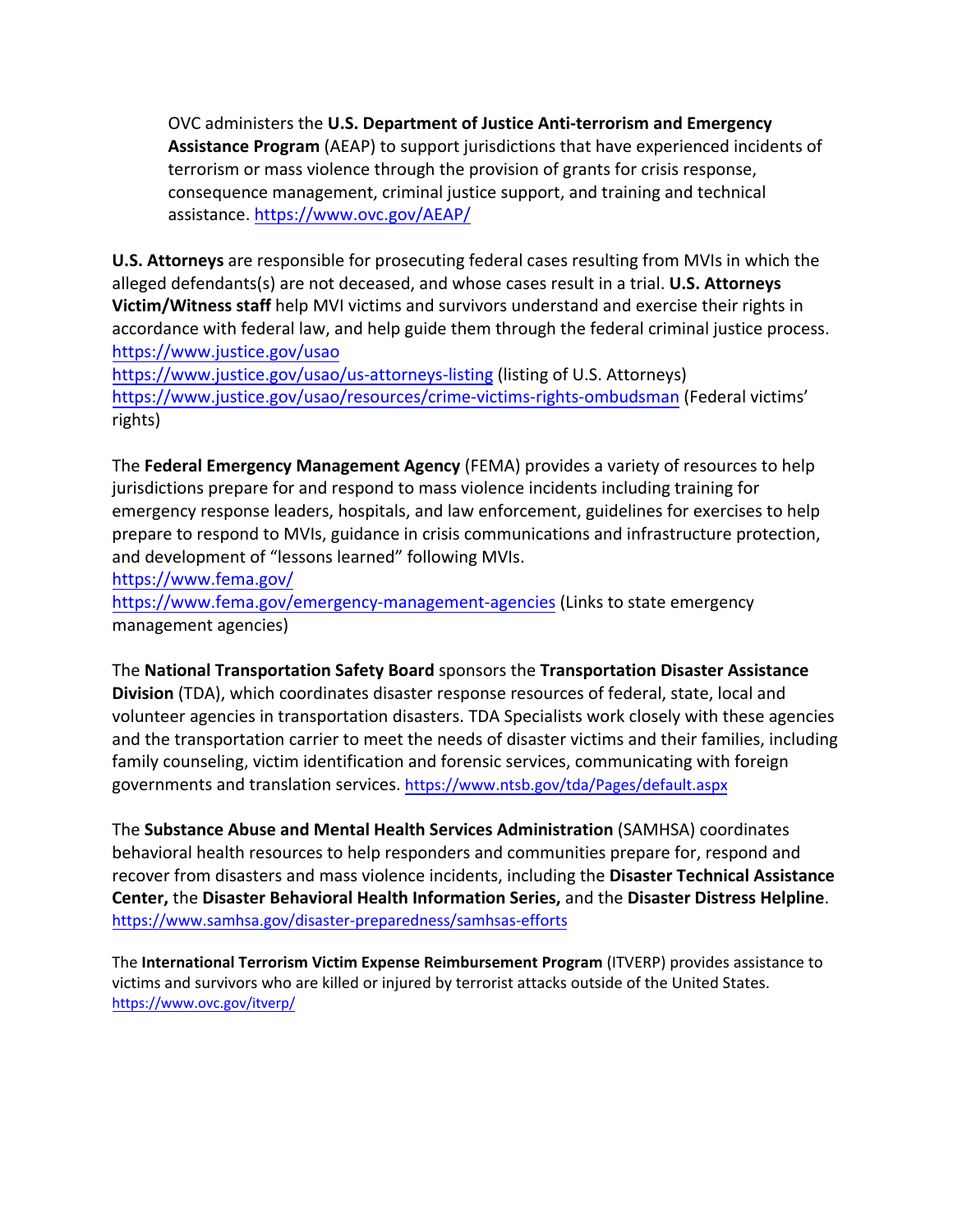OVC administers the **U.S. Department of Justice Anti-terrorism and Emergency Assistance Program** (AEAP) to support jurisdictions that have experienced incidents of terrorism or mass violence through the provision of grants for crisis response, consequence management, criminal justice support, and training and technical assistance. https://www.ovc.gov/AEAP/

**U.S. Attorneys** are responsible for prosecuting federal cases resulting from MVIs in which the alleged defendants(s) are not deceased, and whose cases result in a trial. **U.S. Attorneys Victim/Witness staff** help MVI victims and survivors understand and exercise their rights in accordance with federal law, and help guide them through the federal criminal justice process.
https://www.justice.gov/usao
https://www.justice.gov/usao/us-attorneys-listing (listing of U.S. Attorneys)
https://www.justice.gov/usao/resources/crime-victims-rights-ombudsman (Federal victims' rights)

The **Federal Emergency Management Agency** (FEMA) provides a variety of resources to help jurisdictions prepare for and respond to mass violence incidents including training for emergency response leaders, hospitals, and law enforcement, guidelines for exercises to help prepare to respond to MVIs, guidance in crisis communications and infrastructure protection, and development of "lessons learned" following MVIs.
https://www.fema.gov/
https://www.fema.gov/emergency-management-agencies (Links to state emergency management agencies)

The **National Transportation Safety Board** sponsors the **Transportation Disaster Assistance Division** (TDA), which coordinates disaster response resources of federal, state, local and volunteer agencies in transportation disasters. TDA Specialists work closely with these agencies and the transportation carrier to meet the needs of disaster victims and their families, including family counseling, victim identification and forensic services, communicating with foreign governments and translation services. https://www.ntsb.gov/tda/Pages/default.aspx

The **Substance Abuse and Mental Health Services Administration** (SAMHSA) coordinates behavioral health resources to help responders and communities prepare for, respond and recover from disasters and mass violence incidents, including the **Disaster Technical Assistance Center,** the **Disaster Behavioral Health Information Series,** and the **Disaster Distress Helpline**.
https://www.samhsa.gov/disaster-preparedness/samhsas-efforts

The **International Terrorism Victim Expense Reimbursement Program** (ITVERP) provides assistance to victims and survivors who are killed or injured by terrorist attacks outside of the United States.
https://www.ovc.gov/itverp/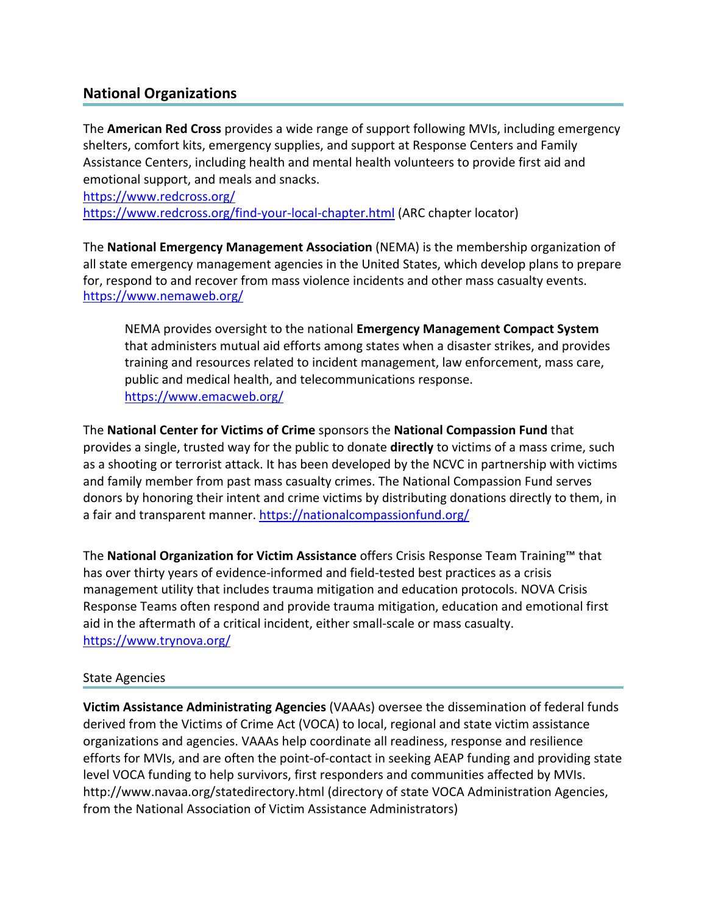## National Organizations

The **American Red Cross** provides a wide range of support following MVIs, including emergency shelters, comfort kits, emergency supplies, and support at Response Centers and Family Assistance Centers, including health and mental health volunteers to provide first aid and emotional support, and meals and snacks.
https://www.redcross.org/
https://www.redcross.org/find-your-local-chapter.html (ARC chapter locator)

The **National Emergency Management Association** (NEMA) is the membership organization of all state emergency management agencies in the United States, which develop plans to prepare for, respond to and recover from mass violence incidents and other mass casualty events.
https://www.nemaweb.org/

> NEMA provides oversight to the national **Emergency Management Compact System** that administers mutual aid efforts among states when a disaster strikes, and provides training and resources related to incident management, law enforcement, mass care, public and medical health, and telecommunications response.
> https://www.emacweb.org/

The **National Center for Victims of Crime** sponsors the **National Compassion Fund** that provides a single, trusted way for the public to donate **directly** to victims of a mass crime, such as a shooting or terrorist attack. It has been developed by the NCVC in partnership with victims and family member from past mass casualty crimes. The National Compassion Fund serves donors by honoring their intent and crime victims by distributing donations directly to them, in a fair and transparent manner. https://nationalcompassionfund.org/

The **National Organization for Victim Assistance** offers Crisis Response Team Training™ that has over thirty years of evidence-informed and field-tested best practices as a crisis management utility that includes trauma mitigation and education protocols. NOVA Crisis Response Teams often respond and provide trauma mitigation, education and emotional first aid in the aftermath of a critical incident, either small-scale or mass casualty.
https://www.trynova.org/

## State Agencies

**Victim Assistance Administrating Agencies** (VAAAs) oversee the dissemination of federal funds derived from the Victims of Crime Act (VOCA) to local, regional and state victim assistance organizations and agencies. VAAAs help coordinate all readiness, response and resilience efforts for MVIs, and are often the point-of-contact in seeking AEAP funding and providing state level VOCA funding to help survivors, first responders and communities affected by MVIs.
http://www.navaa.org/statedirectory.html (directory of state VOCA Administration Agencies, from the National Association of Victim Assistance Administrators)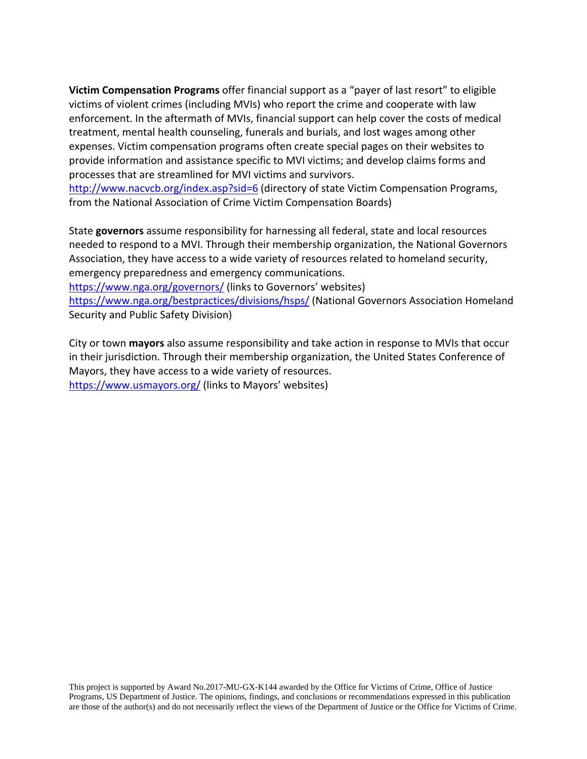**Victim Compensation Programs** offer financial support as a "payer of last resort" to eligible victims of violent crimes (including MVIs) who report the crime and cooperate with law enforcement. In the aftermath of MVIs, financial support can help cover the costs of medical treatment, mental health counseling, funerals and burials, and lost wages among other expenses. Victim compensation programs often create special pages on their websites to provide information and assistance specific to MVI victims; and develop claims forms and processes that are streamlined for MVI victims and survivors.
http://www.nacvcb.org/index.asp?sid=6 (directory of state Victim Compensation Programs, from the National Association of Crime Victim Compensation Boards)

State **governors** assume responsibility for harnessing all federal, state and local resources needed to respond to a MVI. Through their membership organization, the National Governors Association, they have access to a wide variety of resources related to homeland security, emergency preparedness and emergency communications.
https://www.nga.org/governors/ (links to Governors' websites)
https://www.nga.org/bestpractices/divisions/hsps/ (National Governors Association Homeland Security and Public Safety Division)

City or town **mayors** also assume responsibility and take action in response to MVIs that occur in their jurisdiction. Through their membership organization, the United States Conference of Mayors, they have access to a wide variety of resources.
https://www.usmayors.org/ (links to Mayors' websites)

This project is supported by Award No.2017-MU-GX-K144 awarded by the Office for Victims of Crime, Office of Justice Programs, US Department of Justice. The opinions, findings, and conclusions or recommendations expressed in this publication are those of the author(s) and do not necessarily reflect the views of the Department of Justice or the Office for Victims of Crime.